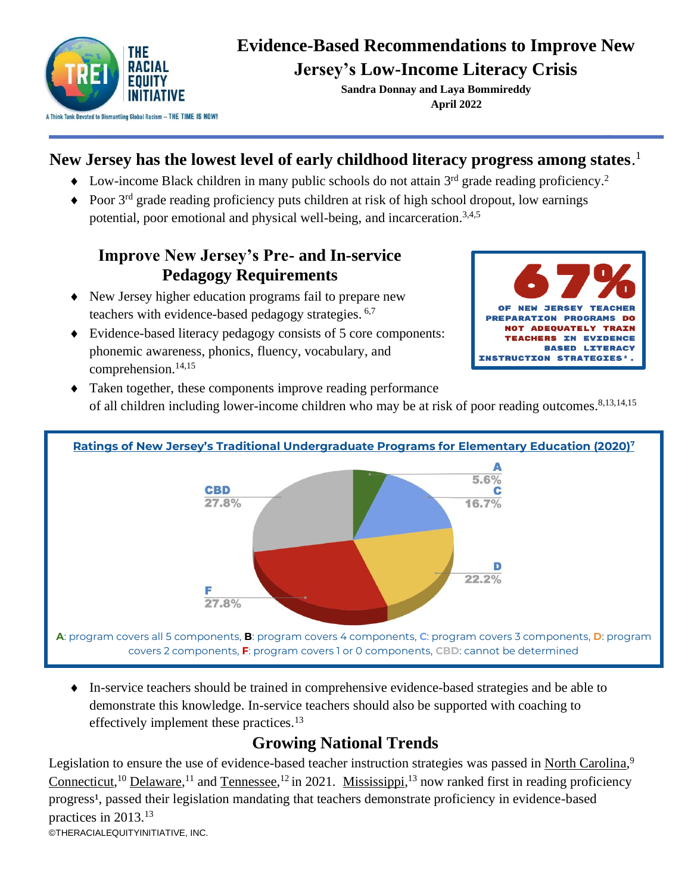# Evidence-Based Recommendations to Improve New Jersey's Low-Income Literacy Crisis

**Sandra Donnay and Laya Bommireddy**

**April 2022**

## New Jersey has the lowest level of early childhood literacy progress among states.[1]

- Low-income Black children in many public schools do not attain 3rd grade reading proficiency.[2]
- Poor 3rd grade reading proficiency puts children at risk of high school dropout, low earnings potential, poor emotional and physical well-being, and incarceration.[3,4,5]

## Improve New Jersey's Pre- and In-service Pedagogy Requirements

- New Jersey higher education programs fail to prepare new teachers with evidence-based pedagogy strategies. [6,7]
- Evidence-based literacy pedagogy consists of 5 core components: phonemic awareness, phonics, fluency, vocabulary, and comprehension.[14,15]
- Taken together, these components improve reading performance of all children including lower-income children who may be at risk of poor reading outcomes.[8,13,14,15]

**67%** OF NEW JERSEY TEACHER PREPARATION PROGRAMS DO NOT ADEQUATELY TRAIN TEACHERS IN EVIDENCE BASED LITERACY INSTRUCTION STRATEGIES[8].

**Ratings of New Jersey's Traditional Undergraduate Programs for Elementary Education (2020)[7]**

| Rating | Percentage |
|---|---|
| A | 5.6% |
| C | 16.7% |
| D | 22.2% |
| F | 27.8% |
| CBD | 27.8% |

**A**: program covers all 5 components, **B**: program covers 4 components, **C**: program covers 3 components, **D**: program covers 2 components, **F**: program covers 1 or 0 components, **CBD**: cannot be determined

- In-service teachers should be trained in comprehensive evidence-based strategies and be able to demonstrate this knowledge. In-service teachers should also be supported with coaching to effectively implement these practices.[13]

## Growing National Trends

Legislation to ensure the use of evidence-based teacher instruction strategies was passed in North Carolina,[9] Connecticut,[10] Delaware,[11] and Tennessee,[12] in 2021. Mississippi,[13] now ranked first in reading proficiency progress[1], passed their legislation mandating that teachers demonstrate proficiency in evidence-based practices in 2013.[13]

©THERACIALEQUITYINITIATIVE, INC.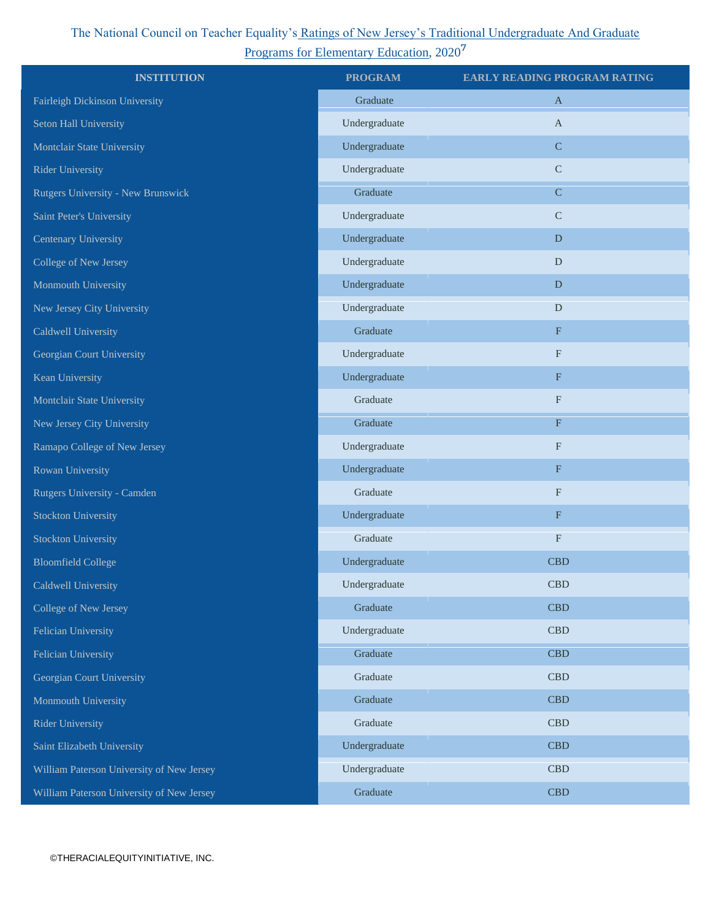The National Council on Teacher Equality's Ratings of New Jersey's Traditional Undergraduate And Graduate Programs for Elementary Education, 2020[7]

| INSTITUTION | PROGRAM | EARLY READING PROGRAM RATING |
|---|---|---|
| Fairleigh Dickinson University | Graduate | A |
| Seton Hall University | Undergraduate | A |
| Montclair State University | Undergraduate | C |
| Rider University | Undergraduate | C |
| Rutgers University - New Brunswick | Graduate | C |
| Saint Peter's University | Undergraduate | C |
| Centenary University | Undergraduate | D |
| College of New Jersey | Undergraduate | D |
| Monmouth University | Undergraduate | D |
| New Jersey City University | Undergraduate | D |
| Caldwell University | Graduate | F |
| Georgian Court University | Undergraduate | F |
| Kean University | Undergraduate | F |
| Montclair State University | Graduate | F |
| New Jersey City University | Graduate | F |
| Ramapo College of New Jersey | Undergraduate | F |
| Rowan University | Undergraduate | F |
| Rutgers University - Camden | Graduate | F |
| Stockton University | Undergraduate | F |
| Stockton University | Graduate | F |
| Bloomfield College | Undergraduate | CBD |
| Caldwell University | Undergraduate | CBD |
| College of New Jersey | Graduate | CBD |
| Felician University | Undergraduate | CBD |
| Felician University | Graduate | CBD |
| Georgian Court University | Graduate | CBD |
| Monmouth University | Graduate | CBD |
| Rider University | Graduate | CBD |
| Saint Elizabeth University | Undergraduate | CBD |
| William Paterson University of New Jersey | Undergraduate | CBD |
| William Paterson University of New Jersey | Graduate | CBD |

©THERACIALEQUITYINITIATIVE, INC.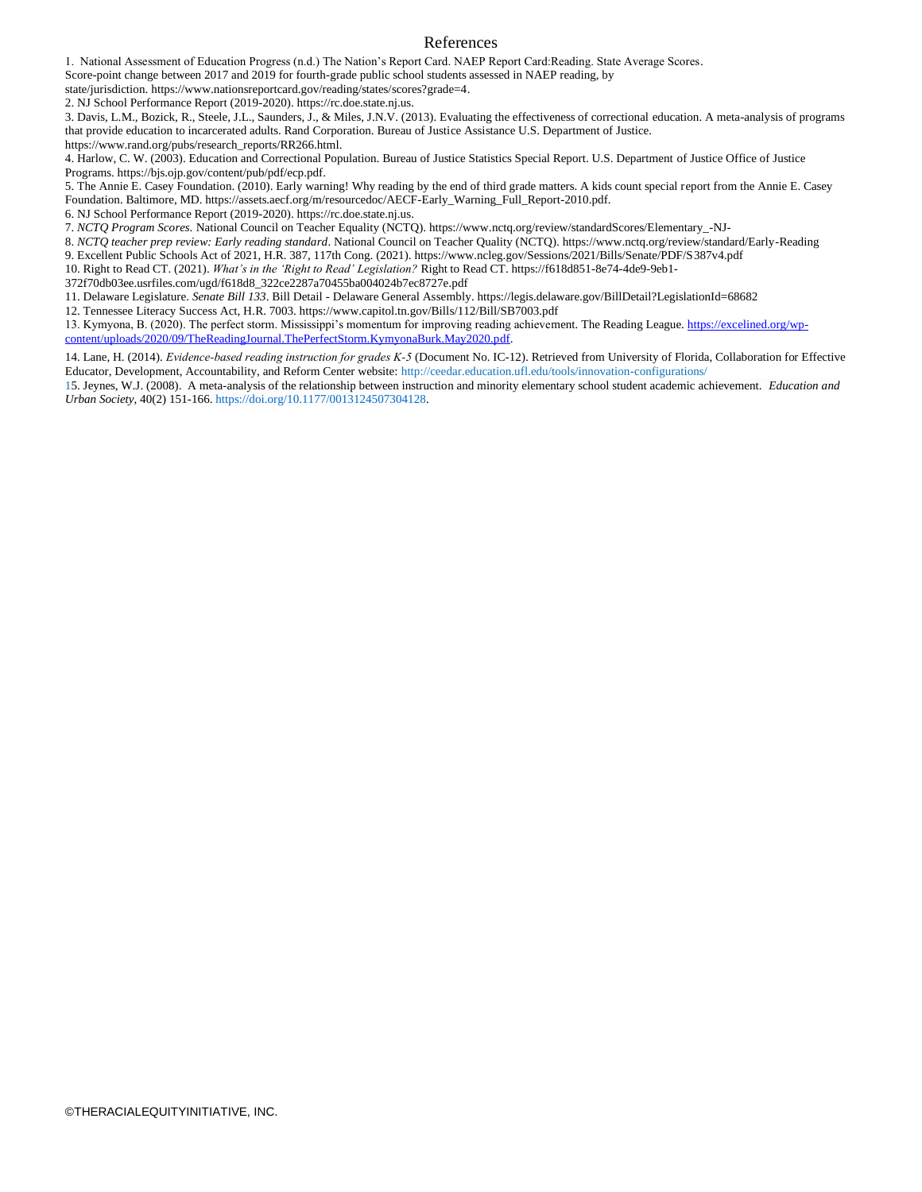# References

1. National Assessment of Education Progress (n.d.) The Nation's Report Card. NAEP Report Card:Reading. State Average Scores. Score-point change between 2017 and 2019 for fourth-grade public school students assessed in NAEP reading, by state/jurisdiction. https://www.nationsreportcard.gov/reading/states/scores?grade=4.
2. NJ School Performance Report (2019-2020). https://rc.doe.state.nj.us.
3. Davis, L.M., Bozick, R., Steele, J.L., Saunders, J., & Miles, J.N.V. (2013). Evaluating the effectiveness of correctional education. A meta-analysis of programs that provide education to incarcerated adults. Rand Corporation. Bureau of Justice Assistance U.S. Department of Justice. https://www.rand.org/pubs/research_reports/RR266.html.
4. Harlow, C. W. (2003). Education and Correctional Population. Bureau of Justice Statistics Special Report. U.S. Department of Justice Office of Justice Programs. https://bjs.ojp.gov/content/pub/pdf/ecp.pdf.
5. The Annie E. Casey Foundation. (2010). Early warning! Why reading by the end of third grade matters. A kids count special report from the Annie E. Casey Foundation. Baltimore, MD. https://assets.aecf.org/m/resourcedoc/AECF-Early_Warning_Full_Report-2010.pdf.
6. NJ School Performance Report (2019-2020). https://rc.doe.state.nj.us.
7. *NCTQ Program Scores.* National Council on Teacher Equality (NCTQ). https://www.nctq.org/review/standardScores/Elementary_-NJ-
8. *NCTQ teacher prep review: Early reading standard*. National Council on Teacher Quality (NCTQ). https://www.nctq.org/review/standard/Early-Reading
9. Excellent Public Schools Act of 2021, H.R. 387, 117th Cong. (2021). https://www.ncleg.gov/Sessions/2021/Bills/Senate/PDF/S387v4.pdf
10. Right to Read CT. (2021). *What's in the 'Right to Read' Legislation?* Right to Read CT. https://f618d851-8e74-4de9-9eb1-372f70db03ee.usrfiles.com/ugd/f618d8_322ce2287a70455ba004024b7ec8727e.pdf
11. Delaware Legislature. *Senate Bill 133*. Bill Detail - Delaware General Assembly. https://legis.delaware.gov/BillDetail?LegislationId=68682
12. Tennessee Literacy Success Act, H.R. 7003. https://www.capitol.tn.gov/Bills/112/Bill/SB7003.pdf
13. Kymyona, B. (2020). The perfect storm. Mississippi's momentum for improving reading achievement. The Reading League. https://excelined.org/wp-content/uploads/2020/09/TheReadingJournal.ThePerfectStorm.KymyonaBurk.May2020.pdf.
14. Lane, H. (2014). *Evidence-based reading instruction for grades K-5* (Document No. IC-12). Retrieved from University of Florida, Collaboration for Effective Educator, Development, Accountability, and Reform Center website: http://ceedar.education.ufl.edu/tools/innovation-configurations/
15. Jeynes, W.J. (2008). A meta-analysis of the relationship between instruction and minority elementary school student academic achievement. *Education and Urban Society*, 40(2) 151-166. https://doi.org/10.1177/0013124507304128.

©THERACIALEQUITYINITIATIVE, INC.